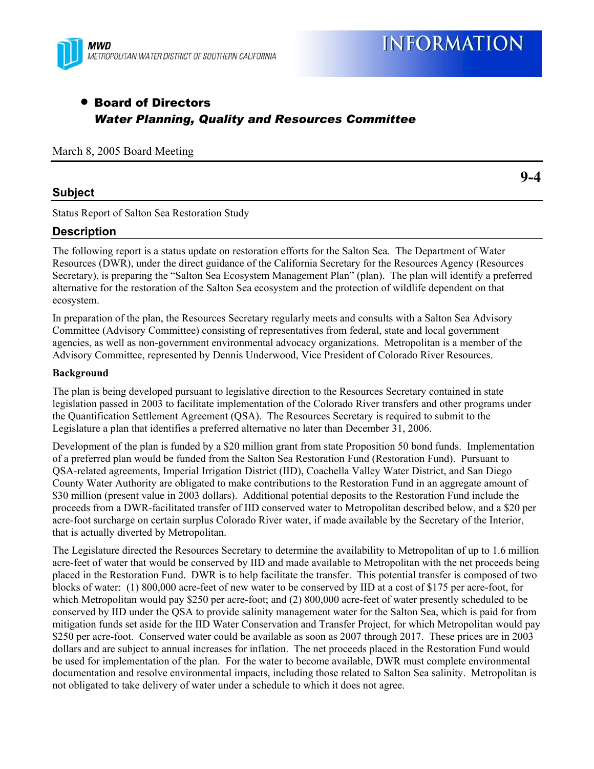MWD
METROPOLITAN WATER DISTRICT OF SOUTHERN CALIFORNIA

# INFORMATION

- **Board of Directors**
  ***Water Planning, Quality and Resources Committee***

March 8, 2005 Board Meeting

**9-4**

## Subject

Status Report of Salton Sea Restoration Study

## Description

The following report is a status update on restoration efforts for the Salton Sea. The Department of Water Resources (DWR), under the direct guidance of the California Secretary for the Resources Agency (Resources Secretary), is preparing the "Salton Sea Ecosystem Management Plan" (plan). The plan will identify a preferred alternative for the restoration of the Salton Sea ecosystem and the protection of wildlife dependent on that ecosystem.

In preparation of the plan, the Resources Secretary regularly meets and consults with a Salton Sea Advisory Committee (Advisory Committee) consisting of representatives from federal, state and local government agencies, as well as non-government environmental advocacy organizations. Metropolitan is a member of the Advisory Committee, represented by Dennis Underwood, Vice President of Colorado River Resources.

### Background

The plan is being developed pursuant to legislative direction to the Resources Secretary contained in state legislation passed in 2003 to facilitate implementation of the Colorado River transfers and other programs under the Quantification Settlement Agreement (QSA). The Resources Secretary is required to submit to the Legislature a plan that identifies a preferred alternative no later than December 31, 2006.

Development of the plan is funded by a $20 million grant from state Proposition 50 bond funds. Implementation of a preferred plan would be funded from the Salton Sea Restoration Fund (Restoration Fund). Pursuant to QSA-related agreements, Imperial Irrigation District (IID), Coachella Valley Water District, and San Diego County Water Authority are obligated to make contributions to the Restoration Fund in an aggregate amount of $30 million (present value in 2003 dollars). Additional potential deposits to the Restoration Fund include the proceeds from a DWR-facilitated transfer of IID conserved water to Metropolitan described below, and a $20 per acre-foot surcharge on certain surplus Colorado River water, if made available by the Secretary of the Interior, that is actually diverted by Metropolitan.

The Legislature directed the Resources Secretary to determine the availability to Metropolitan of up to 1.6 million acre-feet of water that would be conserved by IID and made available to Metropolitan with the net proceeds being placed in the Restoration Fund. DWR is to help facilitate the transfer. This potential transfer is composed of two blocks of water: (1) 800,000 acre-feet of new water to be conserved by IID at a cost of $175 per acre-foot, for which Metropolitan would pay $250 per acre-foot; and (2) 800,000 acre-feet of water presently scheduled to be conserved by IID under the QSA to provide salinity management water for the Salton Sea, which is paid for from mitigation funds set aside for the IID Water Conservation and Transfer Project, for which Metropolitan would pay $250 per acre-foot. Conserved water could be available as soon as 2007 through 2017. These prices are in 2003 dollars and are subject to annual increases for inflation. The net proceeds placed in the Restoration Fund would be used for implementation of the plan. For the water to become available, DWR must complete environmental documentation and resolve environmental impacts, including those related to Salton Sea salinity. Metropolitan is not obligated to take delivery of water under a schedule to which it does not agree.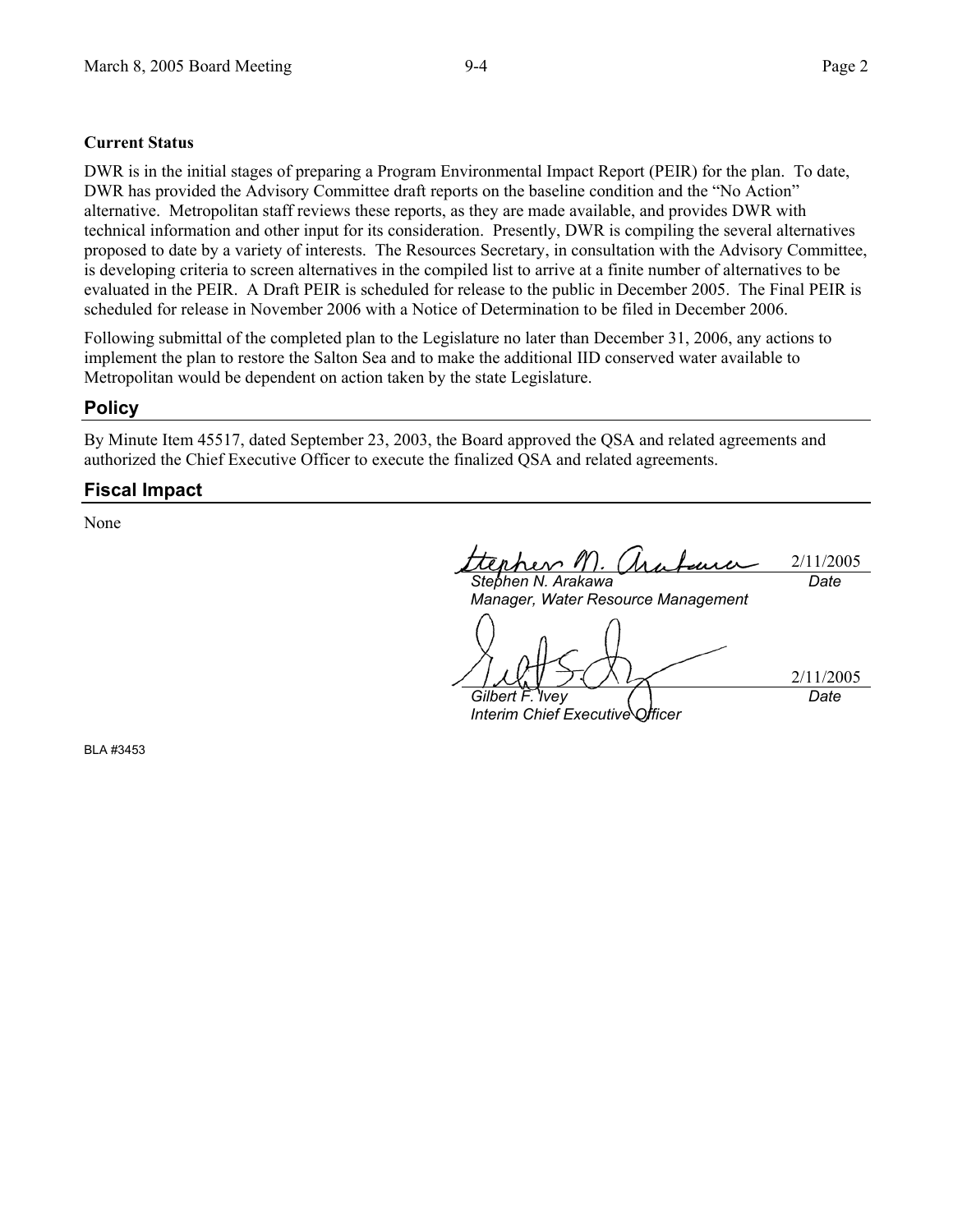**Current Status**

DWR is in the initial stages of preparing a Program Environmental Impact Report (PEIR) for the plan. To date, DWR has provided the Advisory Committee draft reports on the baseline condition and the "No Action" alternative. Metropolitan staff reviews these reports, as they are made available, and provides DWR with technical information and other input for its consideration. Presently, DWR is compiling the several alternatives proposed to date by a variety of interests. The Resources Secretary, in consultation with the Advisory Committee, is developing criteria to screen alternatives in the compiled list to arrive at a finite number of alternatives to be evaluated in the PEIR. A Draft PEIR is scheduled for release to the public in December 2005. The Final PEIR is scheduled for release in November 2006 with a Notice of Determination to be filed in December 2006.

Following submittal of the completed plan to the Legislature no later than December 31, 2006, any actions to implement the plan to restore the Salton Sea and to make the additional IID conserved water available to Metropolitan would be dependent on action taken by the state Legislature.

## Policy

By Minute Item 45517, dated September 23, 2003, the Board approved the QSA and related agreements and authorized the Chief Executive Officer to execute the finalized QSA and related agreements.

## Fiscal Impact

None

*Stephen N. Arakawa* — 2/11/2005 (Date)
*Manager, Water Resource Management*

*Gilbert F. Ivey* — 2/11/2005 (Date)
*Interim Chief Executive Officer*

BLA #3453